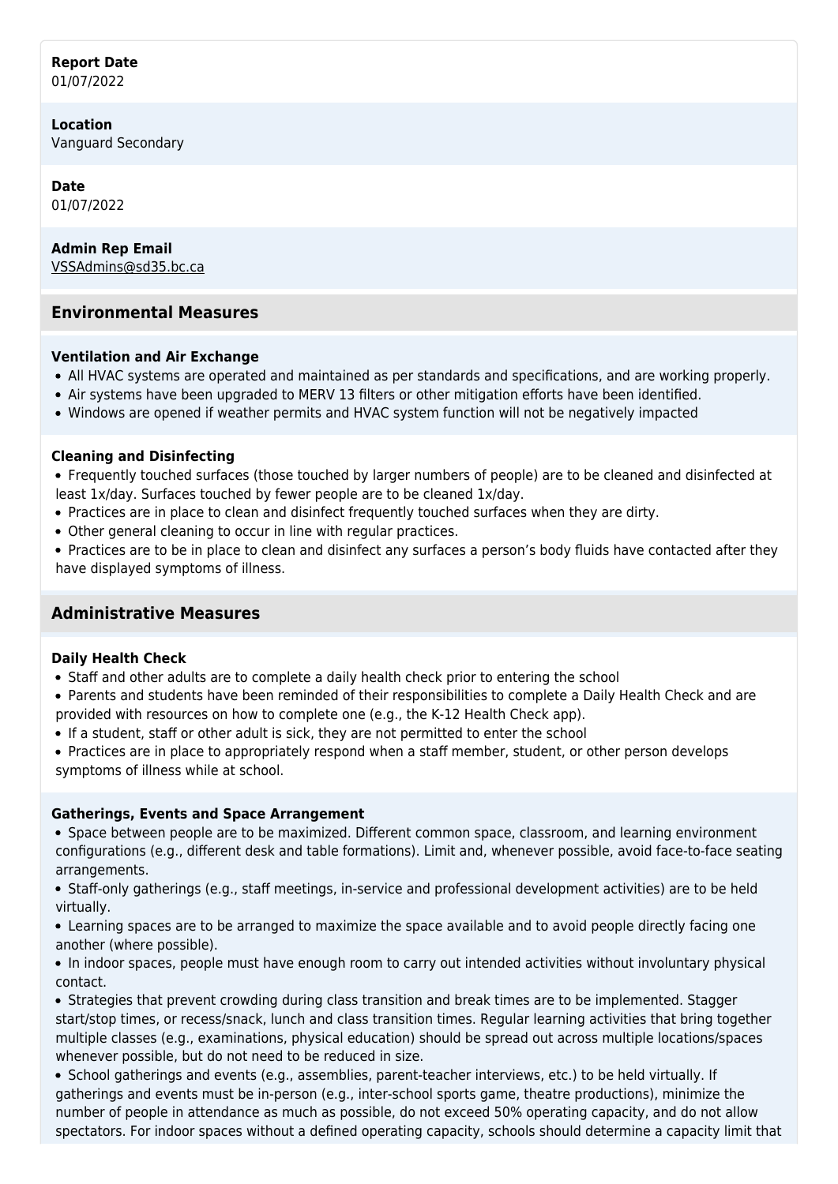**Report Date**
01/07/2022

**Location**
Vanguard Secondary

**Date**
01/07/2022

**Admin Rep Email**
VSSAdmins@sd35.bc.ca

## Environmental Measures

### Ventilation and Air Exchange

- All HVAC systems are operated and maintained as per standards and specifications, and are working properly.
- Air systems have been upgraded to MERV 13 filters or other mitigation efforts have been identified.
- Windows are opened if weather permits and HVAC system function will not be negatively impacted

### Cleaning and Disinfecting

- Frequently touched surfaces (those touched by larger numbers of people) are to be cleaned and disinfected at least 1x/day. Surfaces touched by fewer people are to be cleaned 1x/day.
- Practices are in place to clean and disinfect frequently touched surfaces when they are dirty.
- Other general cleaning to occur in line with regular practices.
- Practices are to be in place to clean and disinfect any surfaces a person's body fluids have contacted after they have displayed symptoms of illness.

## Administrative Measures

### Daily Health Check

- Staff and other adults are to complete a daily health check prior to entering the school
- Parents and students have been reminded of their responsibilities to complete a Daily Health Check and are provided with resources on how to complete one (e.g., the K-12 Health Check app).
- If a student, staff or other adult is sick, they are not permitted to enter the school
- Practices are in place to appropriately respond when a staff member, student, or other person develops symptoms of illness while at school.

### Gatherings, Events and Space Arrangement

- Space between people are to be maximized. Different common space, classroom, and learning environment configurations (e.g., different desk and table formations). Limit and, whenever possible, avoid face-to-face seating arrangements.
- Staff-only gatherings (e.g., staff meetings, in-service and professional development activities) are to be held virtually.
- Learning spaces are to be arranged to maximize the space available and to avoid people directly facing one another (where possible).
- In indoor spaces, people must have enough room to carry out intended activities without involuntary physical contact.
- Strategies that prevent crowding during class transition and break times are to be implemented. Stagger start/stop times, or recess/snack, lunch and class transition times. Regular learning activities that bring together multiple classes (e.g., examinations, physical education) should be spread out across multiple locations/spaces whenever possible, but do not need to be reduced in size.
- School gatherings and events (e.g., assemblies, parent-teacher interviews, etc.) to be held virtually. If gatherings and events must be in-person (e.g., inter-school sports game, theatre productions), minimize the number of people in attendance as much as possible, do not exceed 50% operating capacity, and do not allow spectators. For indoor spaces without a defined operating capacity, schools should determine a capacity limit that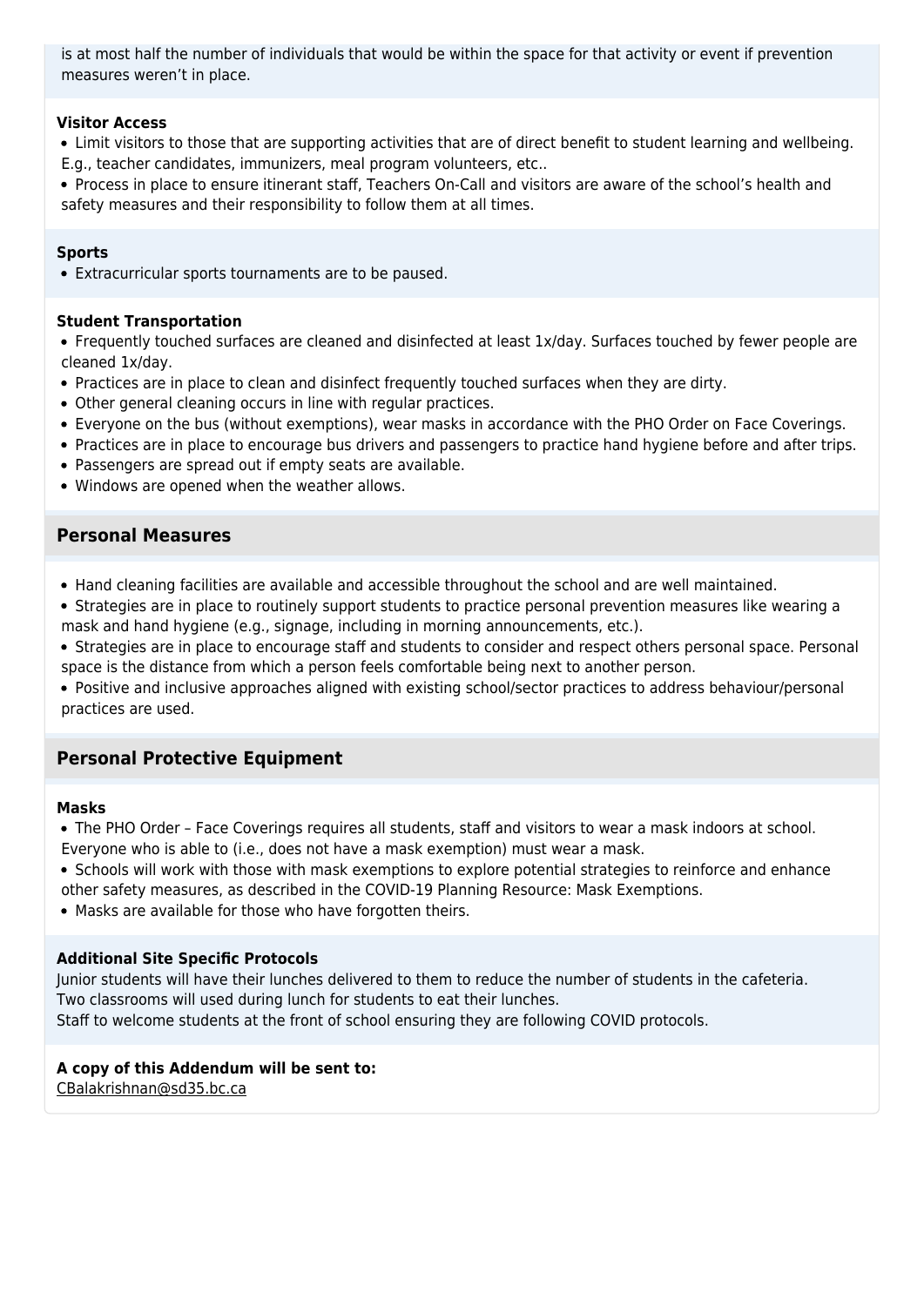is at most half the number of individuals that would be within the space for that activity or event if prevention measures weren't in place.

### Visitor Access

- Limit visitors to those that are supporting activities that are of direct benefit to student learning and wellbeing. E.g., teacher candidates, immunizers, meal program volunteers, etc..
- Process in place to ensure itinerant staff, Teachers On-Call and visitors are aware of the school's health and safety measures and their responsibility to follow them at all times.

### Sports

- Extracurricular sports tournaments are to be paused.

### Student Transportation

- Frequently touched surfaces are cleaned and disinfected at least 1x/day. Surfaces touched by fewer people are cleaned 1x/day.
- Practices are in place to clean and disinfect frequently touched surfaces when they are dirty.
- Other general cleaning occurs in line with regular practices.
- Everyone on the bus (without exemptions), wear masks in accordance with the PHO Order on Face Coverings.
- Practices are in place to encourage bus drivers and passengers to practice hand hygiene before and after trips.
- Passengers are spread out if empty seats are available.
- Windows are opened when the weather allows.

## Personal Measures

- Hand cleaning facilities are available and accessible throughout the school and are well maintained.
- Strategies are in place to routinely support students to practice personal prevention measures like wearing a mask and hand hygiene (e.g., signage, including in morning announcements, etc.).
- Strategies are in place to encourage staff and students to consider and respect others personal space. Personal space is the distance from which a person feels comfortable being next to another person.
- Positive and inclusive approaches aligned with existing school/sector practices to address behaviour/personal practices are used.

## Personal Protective Equipment

### Masks

- The PHO Order – Face Coverings requires all students, staff and visitors to wear a mask indoors at school. Everyone who is able to (i.e., does not have a mask exemption) must wear a mask.
- Schools will work with those with mask exemptions to explore potential strategies to reinforce and enhance other safety measures, as described in the COVID-19 Planning Resource: Mask Exemptions.
- Masks are available for those who have forgotten theirs.

### Additional Site Specific Protocols

Junior students will have their lunches delivered to them to reduce the number of students in the cafeteria.
Two classrooms will used during lunch for students to eat their lunches.
Staff to welcome students at the front of school ensuring they are following COVID protocols.

**A copy of this Addendum will be sent to:**
CBalakrishnan@sd35.bc.ca